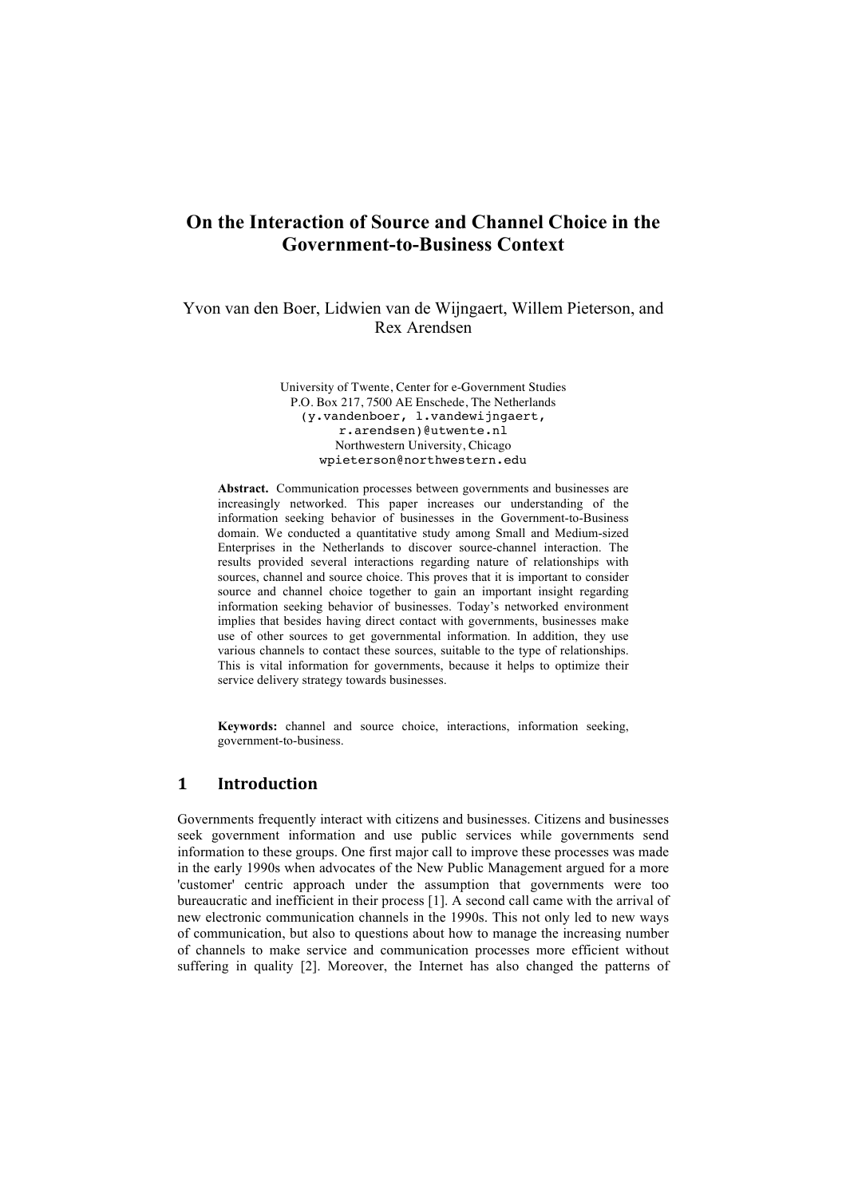# On the Interaction of Source and Channel Choice in the Government-to-Business Context

Yvon van den Boer, Lidwien van de Wijngaert, Willem Pieterson, and Rex Arendsen

University of Twente, Center for e-Government Studies
P.O. Box 217, 7500 AE Enschede, The Netherlands
(y.vandenboer, l.vandewijngaert, r.arendsen)@utwente.nl
Northwestern University, Chicago
wpieterson@northwestern.edu

**Abstract.** Communication processes between governments and businesses are increasingly networked. This paper increases our understanding of the information seeking behavior of businesses in the Government-to-Business domain. We conducted a quantitative study among Small and Medium-sized Enterprises in the Netherlands to discover source-channel interaction. The results provided several interactions regarding nature of relationships with sources, channel and source choice. This proves that it is important to consider source and channel choice together to gain an important insight regarding information seeking behavior of businesses. Today's networked environment implies that besides having direct contact with governments, businesses make use of other sources to get governmental information. In addition, they use various channels to contact these sources, suitable to the type of relationships. This is vital information for governments, because it helps to optimize their service delivery strategy towards businesses.

**Keywords:** channel and source choice, interactions, information seeking, government-to-business.

## 1 Introduction

Governments frequently interact with citizens and businesses. Citizens and businesses seek government information and use public services while governments send information to these groups. One first major call to improve these processes was made in the early 1990s when advocates of the New Public Management argued for a more 'customer' centric approach under the assumption that governments were too bureaucratic and inefficient in their process [1]. A second call came with the arrival of new electronic communication channels in the 1990s. This not only led to new ways of communication, but also to questions about how to manage the increasing number of channels to make service and communication processes more efficient without suffering in quality [2]. Moreover, the Internet has also changed the patterns of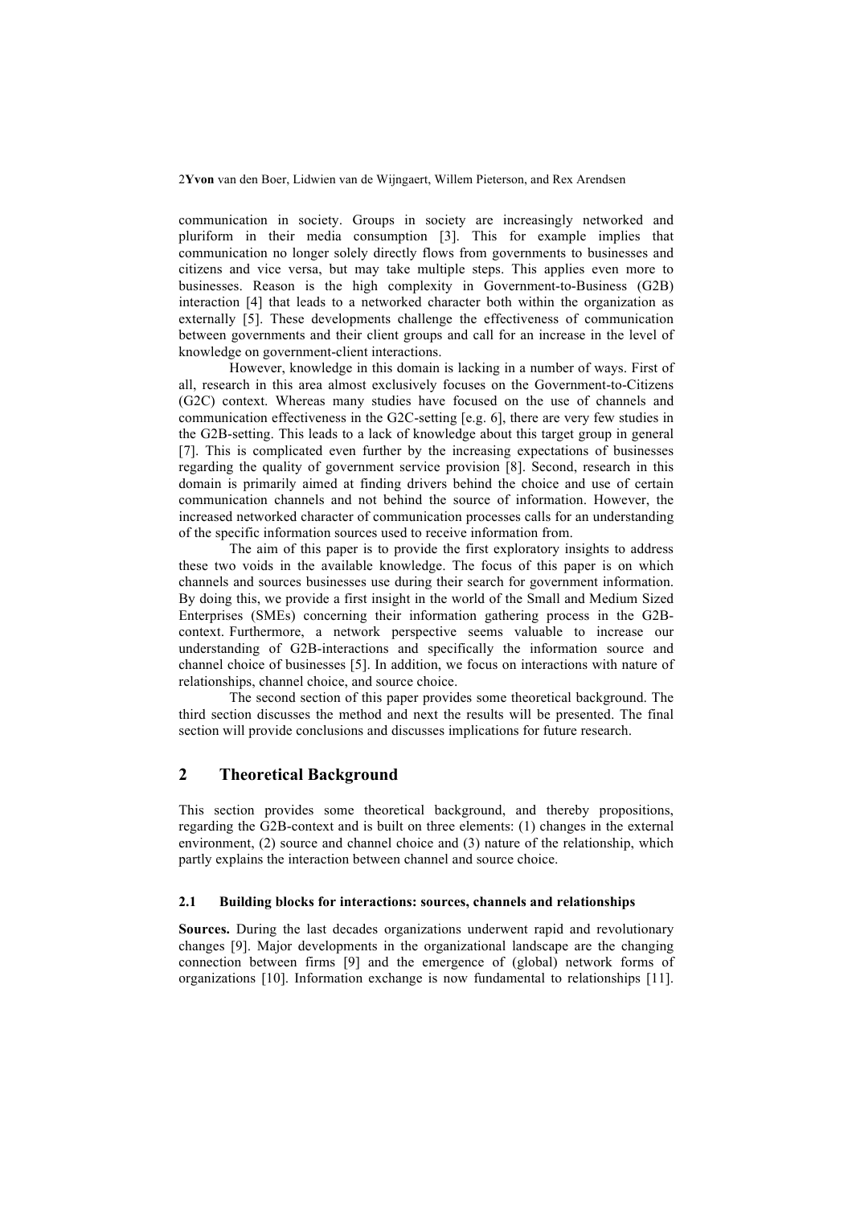communication in society. Groups in society are increasingly networked and pluriform in their media consumption [3]. This for example implies that communication no longer solely directly flows from governments to businesses and citizens and vice versa, but may take multiple steps. This applies even more to businesses. Reason is the high complexity in Government-to-Business (G2B) interaction [4] that leads to a networked character both within the organization as externally [5]. These developments challenge the effectiveness of communication between governments and their client groups and call for an increase in the level of knowledge on government-client interactions.

However, knowledge in this domain is lacking in a number of ways. First of all, research in this area almost exclusively focuses on the Government-to-Citizens (G2C) context. Whereas many studies have focused on the use of channels and communication effectiveness in the G2C-setting [e.g. 6], there are very few studies in the G2B-setting. This leads to a lack of knowledge about this target group in general [7]. This is complicated even further by the increasing expectations of businesses regarding the quality of government service provision [8]. Second, research in this domain is primarily aimed at finding drivers behind the choice and use of certain communication channels and not behind the source of information. However, the increased networked character of communication processes calls for an understanding of the specific information sources used to receive information from.

The aim of this paper is to provide the first exploratory insights to address these two voids in the available knowledge. The focus of this paper is on which channels and sources businesses use during their search for government information. By doing this, we provide a first insight in the world of the Small and Medium Sized Enterprises (SMEs) concerning their information gathering process in the G2B-context. Furthermore, a network perspective seems valuable to increase our understanding of G2B-interactions and specifically the information source and channel choice of businesses [5]. In addition, we focus on interactions with nature of relationships, channel choice, and source choice.

The second section of this paper provides some theoretical background. The third section discusses the method and next the results will be presented. The final section will provide conclusions and discusses implications for future research.

## 2 Theoretical Background

This section provides some theoretical background, and thereby propositions, regarding the G2B-context and is built on three elements: (1) changes in the external environment, (2) source and channel choice and (3) nature of the relationship, which partly explains the interaction between channel and source choice.

### 2.1 Building blocks for interactions: sources, channels and relationships

**Sources.** During the last decades organizations underwent rapid and revolutionary changes [9]. Major developments in the organizational landscape are the changing connection between firms [9] and the emergence of (global) network forms of organizations [10]. Information exchange is now fundamental to relationships [11].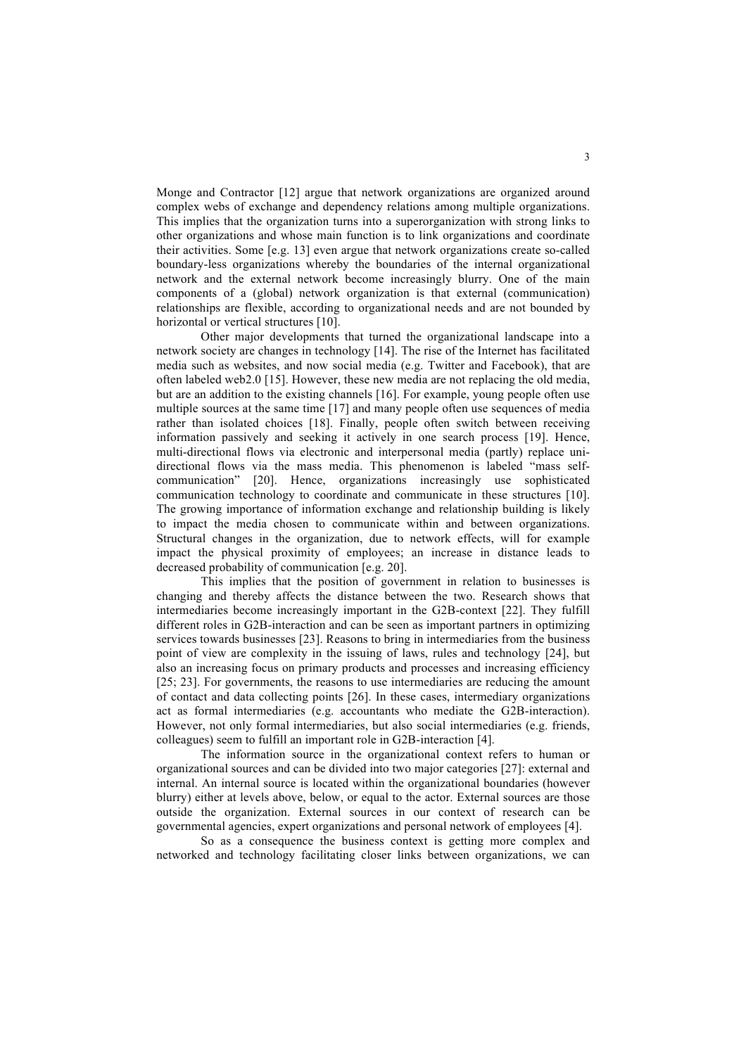Monge and Contractor [12] argue that network organizations are organized around complex webs of exchange and dependency relations among multiple organizations. This implies that the organization turns into a superorganization with strong links to other organizations and whose main function is to link organizations and coordinate their activities. Some [e.g. 13] even argue that network organizations create so-called boundary-less organizations whereby the boundaries of the internal organizational network and the external network become increasingly blurry. One of the main components of a (global) network organization is that external (communication) relationships are flexible, according to organizational needs and are not bounded by horizontal or vertical structures [10].

Other major developments that turned the organizational landscape into a network society are changes in technology [14]. The rise of the Internet has facilitated media such as websites, and now social media (e.g. Twitter and Facebook), that are often labeled web2.0 [15]. However, these new media are not replacing the old media, but are an addition to the existing channels [16]. For example, young people often use multiple sources at the same time [17] and many people often use sequences of media rather than isolated choices [18]. Finally, people often switch between receiving information passively and seeking it actively in one search process [19]. Hence, multi-directional flows via electronic and interpersonal media (partly) replace uni-directional flows via the mass media. This phenomenon is labeled "mass self-communication" [20]. Hence, organizations increasingly use sophisticated communication technology to coordinate and communicate in these structures [10]. The growing importance of information exchange and relationship building is likely to impact the media chosen to communicate within and between organizations. Structural changes in the organization, due to network effects, will for example impact the physical proximity of employees; an increase in distance leads to decreased probability of communication [e.g. 20].

This implies that the position of government in relation to businesses is changing and thereby affects the distance between the two. Research shows that intermediaries become increasingly important in the G2B-context [22]. They fulfill different roles in G2B-interaction and can be seen as important partners in optimizing services towards businesses [23]. Reasons to bring in intermediaries from the business point of view are complexity in the issuing of laws, rules and technology [24], but also an increasing focus on primary products and processes and increasing efficiency [25; 23]. For governments, the reasons to use intermediaries are reducing the amount of contact and data collecting points [26]. In these cases, intermediary organizations act as formal intermediaries (e.g. accountants who mediate the G2B-interaction). However, not only formal intermediaries, but also social intermediaries (e.g. friends, colleagues) seem to fulfill an important role in G2B-interaction [4].

The information source in the organizational context refers to human or organizational sources and can be divided into two major categories [27]: external and internal. An internal source is located within the organizational boundaries (however blurry) either at levels above, below, or equal to the actor. External sources are those outside the organization. External sources in our context of research can be governmental agencies, expert organizations and personal network of employees [4].

So as a consequence the business context is getting more complex and networked and technology facilitating closer links between organizations, we can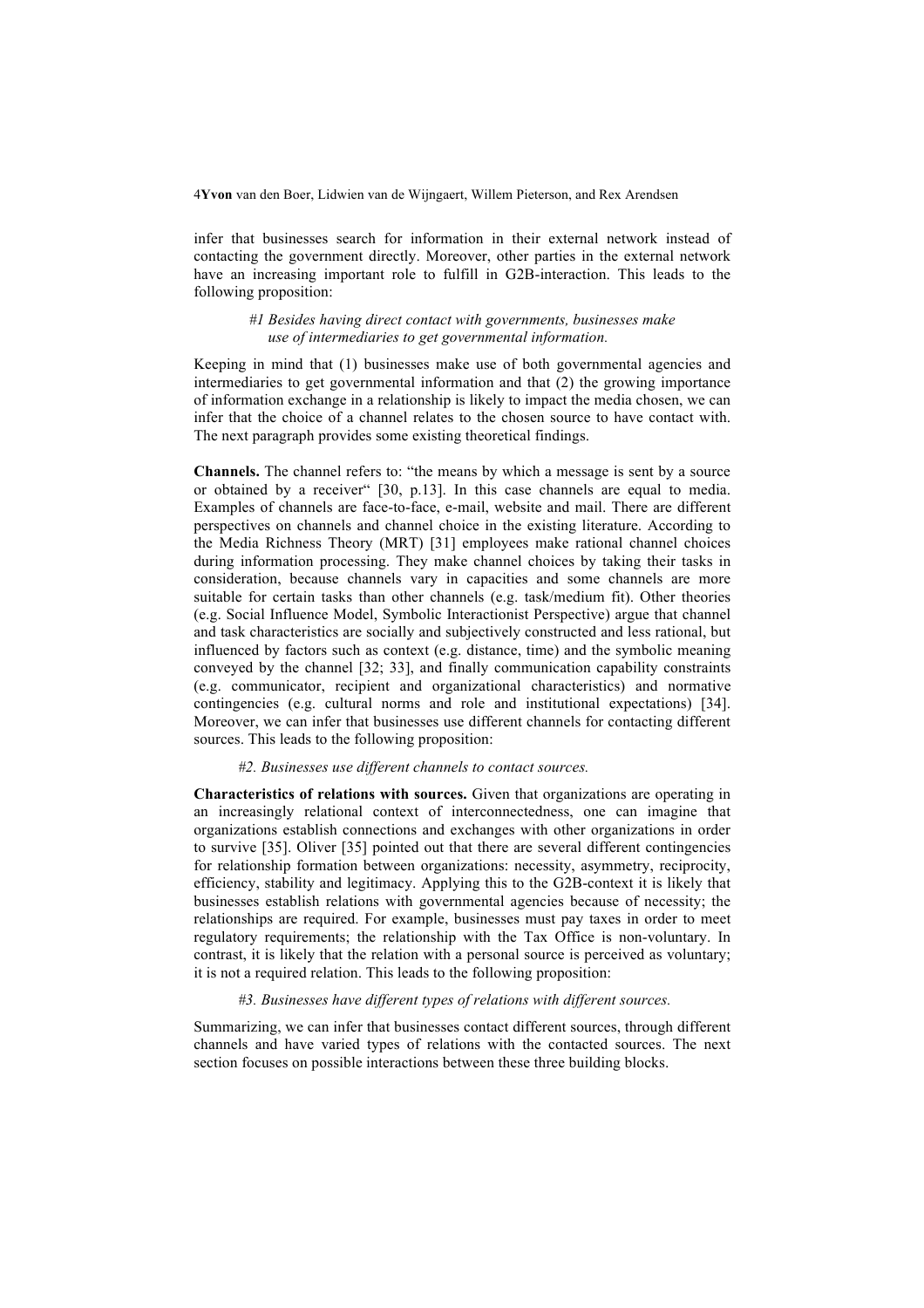infer that businesses search for information in their external network instead of contacting the government directly. Moreover, other parties in the external network have an increasing important role to fulfill in G2B-interaction. This leads to the following proposition:

> *#1 Besides having direct contact with governments, businesses make use of intermediaries to get governmental information.*

Keeping in mind that (1) businesses make use of both governmental agencies and intermediaries to get governmental information and that (2) the growing importance of information exchange in a relationship is likely to impact the media chosen, we can infer that the choice of a channel relates to the chosen source to have contact with. The next paragraph provides some existing theoretical findings.

**Channels.** The channel refers to: "the means by which a message is sent by a source or obtained by a receiver" [30, p.13]. In this case channels are equal to media. Examples of channels are face-to-face, e-mail, website and mail. There are different perspectives on channels and channel choice in the existing literature. According to the Media Richness Theory (MRT) [31] employees make rational channel choices during information processing. They make channel choices by taking their tasks in consideration, because channels vary in capacities and some channels are more suitable for certain tasks than other channels (e.g. task/medium fit). Other theories (e.g. Social Influence Model, Symbolic Interactionist Perspective) argue that channel and task characteristics are socially and subjectively constructed and less rational, but influenced by factors such as context (e.g. distance, time) and the symbolic meaning conveyed by the channel [32; 33], and finally communication capability constraints (e.g. communicator, recipient and organizational characteristics) and normative contingencies (e.g. cultural norms and role and institutional expectations) [34]. Moreover, we can infer that businesses use different channels for contacting different sources. This leads to the following proposition:

> *#2. Businesses use different channels to contact sources.*

**Characteristics of relations with sources.** Given that organizations are operating in an increasingly relational context of interconnectedness, one can imagine that organizations establish connections and exchanges with other organizations in order to survive [35]. Oliver [35] pointed out that there are several different contingencies for relationship formation between organizations: necessity, asymmetry, reciprocity, efficiency, stability and legitimacy. Applying this to the G2B-context it is likely that businesses establish relations with governmental agencies because of necessity; the relationships are required. For example, businesses must pay taxes in order to meet regulatory requirements; the relationship with the Tax Office is non-voluntary. In contrast, it is likely that the relation with a personal source is perceived as voluntary; it is not a required relation. This leads to the following proposition:

> *#3. Businesses have different types of relations with different sources.*

Summarizing, we can infer that businesses contact different sources, through different channels and have varied types of relations with the contacted sources. The next section focuses on possible interactions between these three building blocks.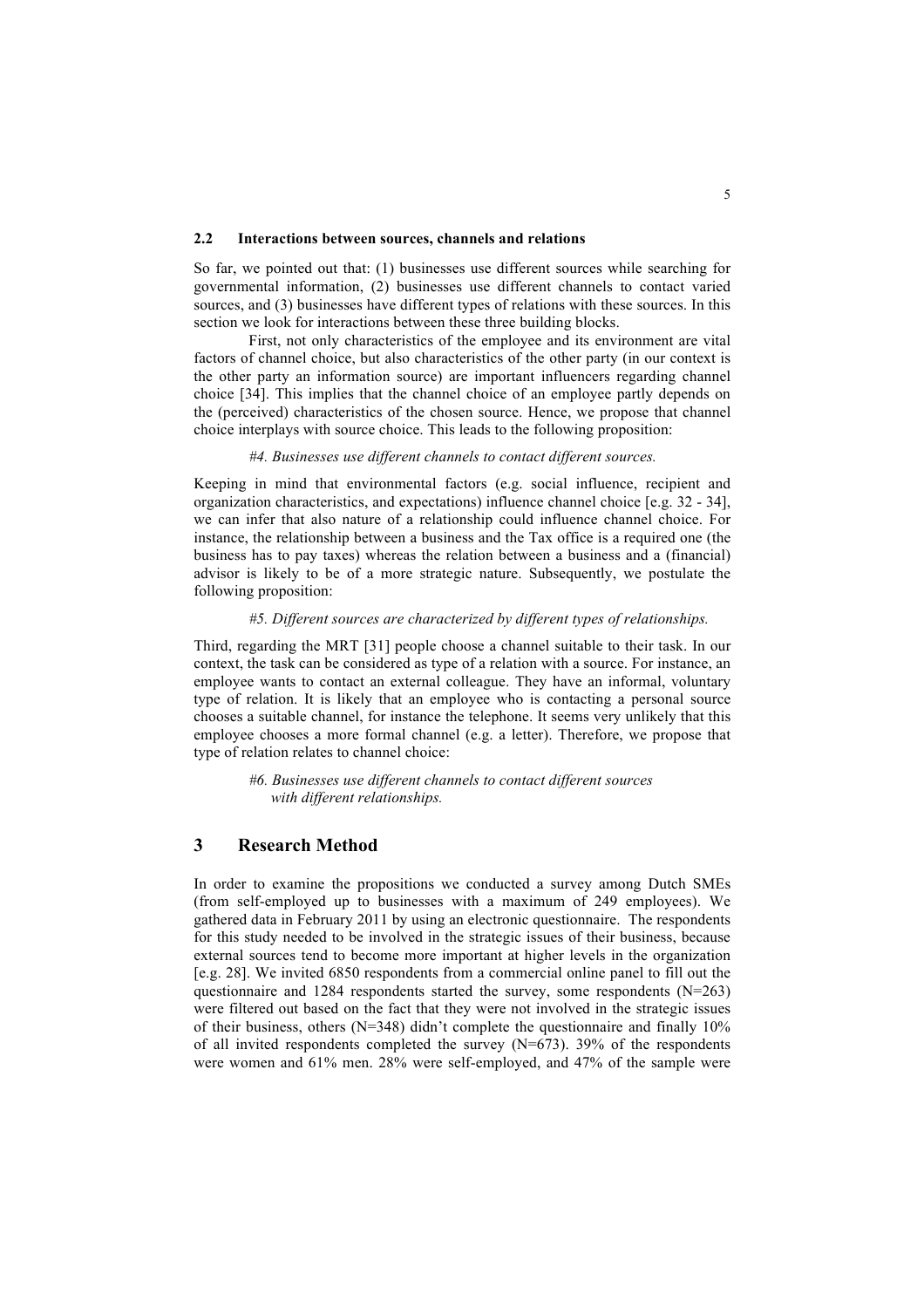### 2.2 Interactions between sources, channels and relations

So far, we pointed out that: (1) businesses use different sources while searching for governmental information, (2) businesses use different channels to contact varied sources, and (3) businesses have different types of relations with these sources. In this section we look for interactions between these three building blocks.

First, not only characteristics of the employee and its environment are vital factors of channel choice, but also characteristics of the other party (in our context is the other party an information source) are important influencers regarding channel choice [34]. This implies that the channel choice of an employee partly depends on the (perceived) characteristics of the chosen source. Hence, we propose that channel choice interplays with source choice. This leads to the following proposition:

*#4. Businesses use different channels to contact different sources.*

Keeping in mind that environmental factors (e.g. social influence, recipient and organization characteristics, and expectations) influence channel choice [e.g. 32 - 34], we can infer that also nature of a relationship could influence channel choice. For instance, the relationship between a business and the Tax office is a required one (the business has to pay taxes) whereas the relation between a business and a (financial) advisor is likely to be of a more strategic nature. Subsequently, we postulate the following proposition:

*#5. Different sources are characterized by different types of relationships.*

Third, regarding the MRT [31] people choose a channel suitable to their task. In our context, the task can be considered as type of a relation with a source. For instance, an employee wants to contact an external colleague. They have an informal, voluntary type of relation. It is likely that an employee who is contacting a personal source chooses a suitable channel, for instance the telephone. It seems very unlikely that this employee chooses a more formal channel (e.g. a letter). Therefore, we propose that type of relation relates to channel choice:

*#6. Businesses use different channels to contact different sources with different relationships.*

## 3 Research Method

In order to examine the propositions we conducted a survey among Dutch SMEs (from self-employed up to businesses with a maximum of 249 employees). We gathered data in February 2011 by using an electronic questionnaire. The respondents for this study needed to be involved in the strategic issues of their business, because external sources tend to become more important at higher levels in the organization [e.g. 28]. We invited 6850 respondents from a commercial online panel to fill out the questionnaire and 1284 respondents started the survey, some respondents (N=263) were filtered out based on the fact that they were not involved in the strategic issues of their business, others (N=348) didn't complete the questionnaire and finally 10% of all invited respondents completed the survey (N=673). 39% of the respondents were women and 61% men. 28% were self-employed, and 47% of the sample were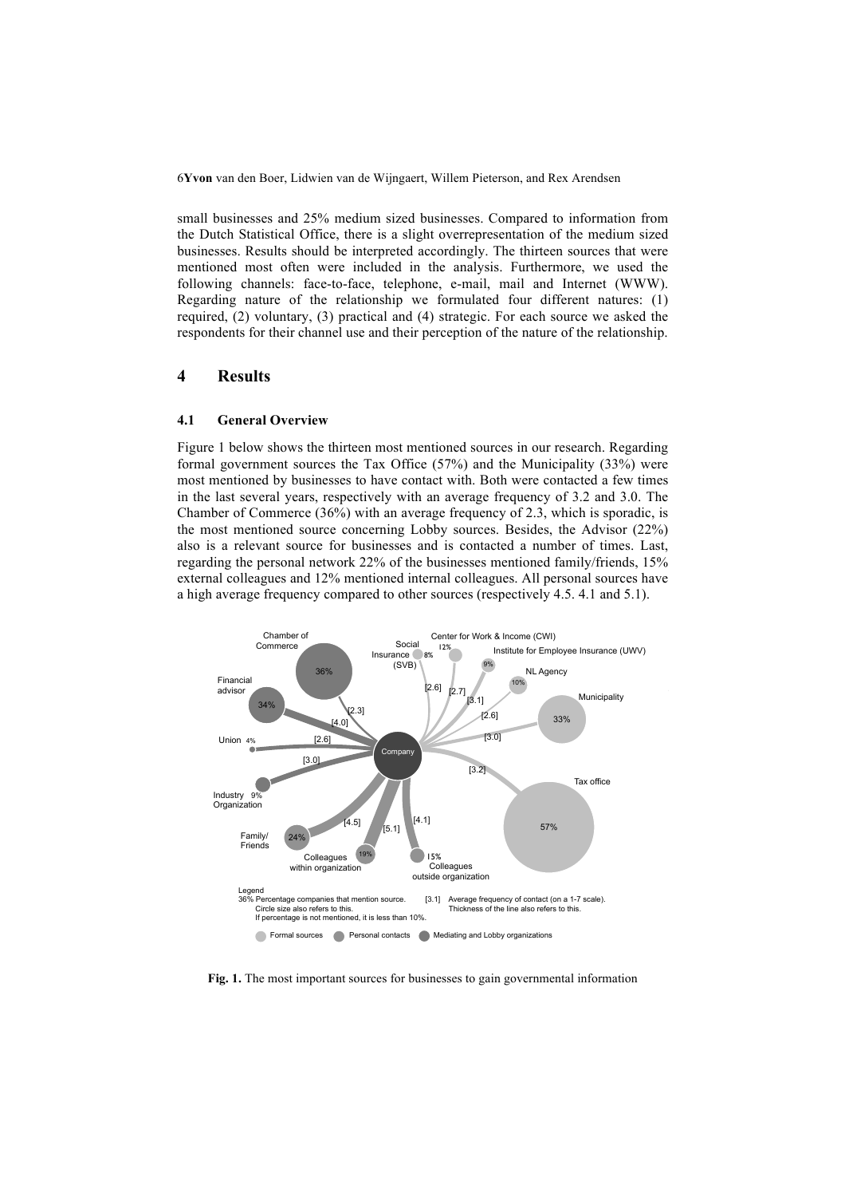small businesses and 25% medium sized businesses. Compared to information from the Dutch Statistical Office, there is a slight overrepresentation of the medium sized businesses. Results should be interpreted accordingly. The thirteen sources that were mentioned most often were included in the analysis. Furthermore, we used the following channels: face-to-face, telephone, e-mail, mail and Internet (WWW). Regarding nature of the relationship we formulated four different natures: (1) required, (2) voluntary, (3) practical and (4) strategic. For each source we asked the respondents for their channel use and their perception of the nature of the relationship.

# 4 Results

## 4.1 General Overview

Figure 1 below shows the thirteen most mentioned sources in our research. Regarding formal government sources the Tax Office (57%) and the Municipality (33%) were most mentioned by businesses to have contact with. Both were contacted a few times in the last several years, respectively with an average frequency of 3.2 and 3.0. The Chamber of Commerce (36%) with an average frequency of 2.3, which is sporadic, is the most mentioned source concerning Lobby sources. Besides, the Advisor (22%) also is a relevant source for businesses and is contacted a number of times. Last, regarding the personal network 22% of the businesses mentioned family/friends, 15% external colleagues and 12% mentioned internal colleagues. All personal sources have a high average frequency compared to other sources (respectively 4.5. 4.1 and 5.1).

**Fig. 1.** The most important sources for businesses to gain governmental information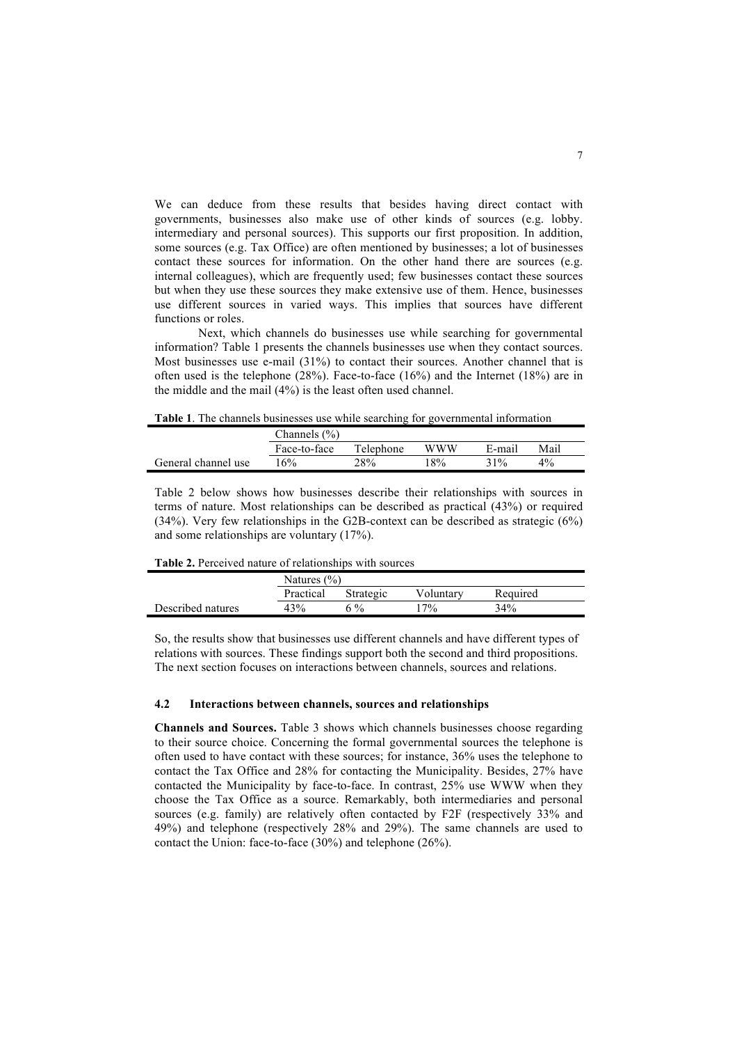We can deduce from these results that besides having direct contact with governments, businesses also make use of other kinds of sources (e.g. lobby. intermediary and personal sources). This supports our first proposition. In addition, some sources (e.g. Tax Office) are often mentioned by businesses; a lot of businesses contact these sources for information. On the other hand there are sources (e.g. internal colleagues), which are frequently used; few businesses contact these sources but when they use these sources they make extensive use of them. Hence, businesses use different sources in varied ways. This implies that sources have different functions or roles.

Next, which channels do businesses use while searching for governmental information? Table 1 presents the channels businesses use when they contact sources. Most businesses use e-mail (31%) to contact their sources. Another channel that is often used is the telephone (28%). Face-to-face (16%) and the Internet (18%) are in the middle and the mail (4%) is the least often used channel.

**Table 1**. The channels businesses use while searching for governmental information

| | Channels (%) | | | | |
|---|---|---|---|---|---|
| | Face-to-face | Telephone | WWW | E-mail | Mail |
| General channel use | 16% | 28% | 18% | 31% | 4% |

Table 2 below shows how businesses describe their relationships with sources in terms of nature. Most relationships can be described as practical (43%) or required (34%). Very few relationships in the G2B-context can be described as strategic (6%) and some relationships are voluntary (17%).

**Table 2.** Perceived nature of relationships with sources

| | Natures (%) | | | |
|---|---|---|---|---|
| | Practical | Strategic | Voluntary | Required |
| Described natures | 43% | 6 % | 17% | 34% |

So, the results show that businesses use different channels and have different types of relations with sources. These findings support both the second and third propositions. The next section focuses on interactions between channels, sources and relations.

### 4.2 Interactions between channels, sources and relationships

**Channels and Sources.** Table 3 shows which channels businesses choose regarding to their source choice. Concerning the formal governmental sources the telephone is often used to have contact with these sources; for instance, 36% uses the telephone to contact the Tax Office and 28% for contacting the Municipality. Besides, 27% have contacted the Municipality by face-to-face. In contrast, 25% use WWW when they choose the Tax Office as a source. Remarkably, both intermediaries and personal sources (e.g. family) are relatively often contacted by F2F (respectively 33% and 49%) and telephone (respectively 28% and 29%). The same channels are used to contact the Union: face-to-face (30%) and telephone (26%).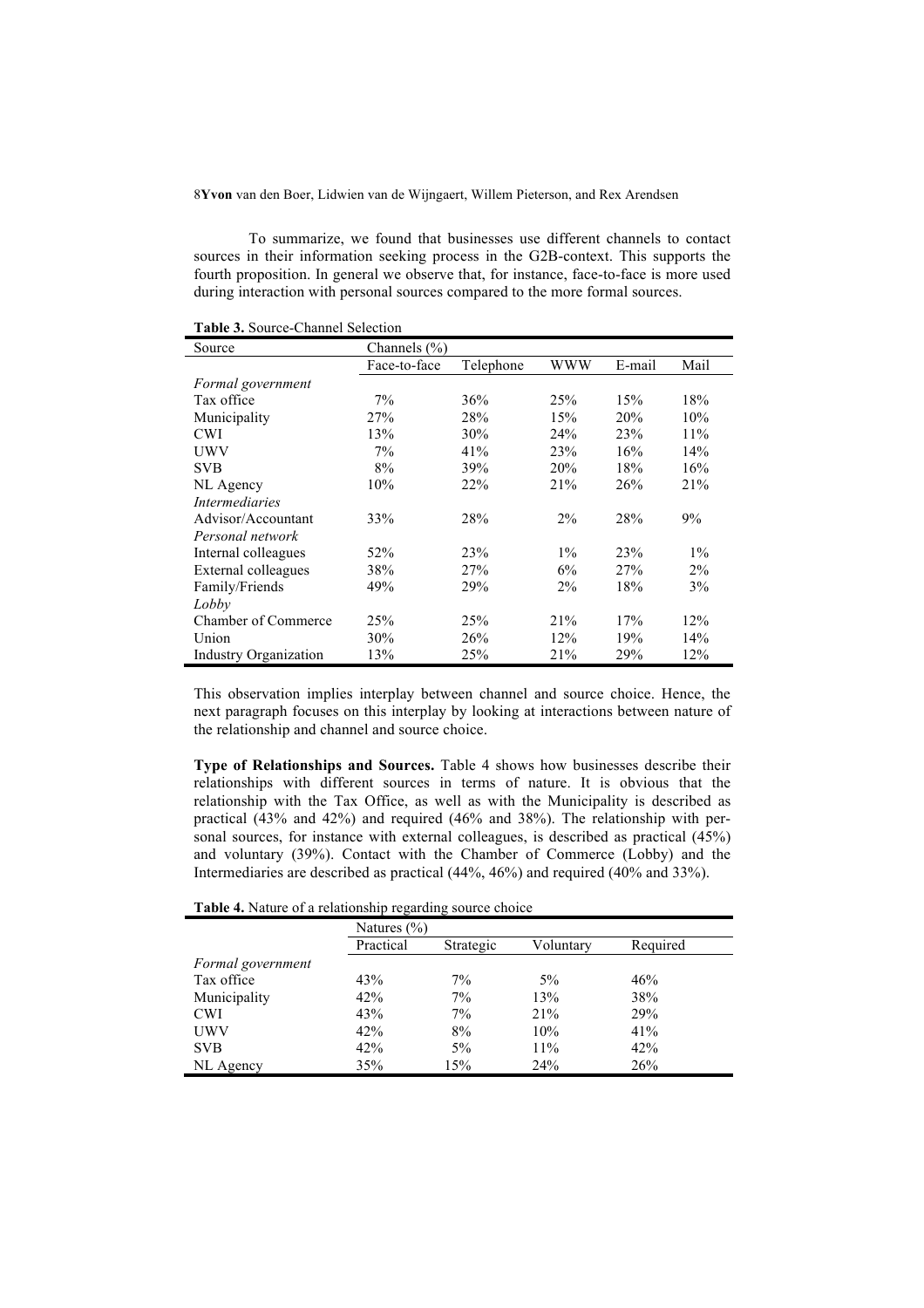To summarize, we found that businesses use different channels to contact sources in their information seeking process in the G2B-context. This supports the fourth proposition. In general we observe that, for instance, face-to-face is more used during interaction with personal sources compared to the more formal sources.

**Table 3.** Source-Channel Selection

| Source | Channels (%) | | | | |
|---|---|---|---|---|---|
| | Face-to-face | Telephone | WWW | E-mail | Mail |
| *Formal government* | | | | | |
| Tax office | 7% | 36% | 25% | 15% | 18% |
| Municipality | 27% | 28% | 15% | 20% | 10% |
| CWI | 13% | 30% | 24% | 23% | 11% |
| UWV | 7% | 41% | 23% | 16% | 14% |
| SVB | 8% | 39% | 20% | 18% | 16% |
| NL Agency | 10% | 22% | 21% | 26% | 21% |
| *Intermediaries* | | | | | |
| Advisor/Accountant | 33% | 28% | 2% | 28% | 9% |
| *Personal network* | | | | | |
| Internal colleagues | 52% | 23% | 1% | 23% | 1% |
| External colleagues | 38% | 27% | 6% | 27% | 2% |
| Family/Friends | 49% | 29% | 2% | 18% | 3% |
| *Lobby* | | | | | |
| Chamber of Commerce | 25% | 25% | 21% | 17% | 12% |
| Union | 30% | 26% | 12% | 19% | 14% |
| Industry Organization | 13% | 25% | 21% | 29% | 12% |

This observation implies interplay between channel and source choice. Hence, the next paragraph focuses on this interplay by looking at interactions between nature of the relationship and channel and source choice.

**Type of Relationships and Sources.** Table 4 shows how businesses describe their relationships with different sources in terms of nature. It is obvious that the relationship with the Tax Office, as well as with the Municipality is described as practical (43% and 42%) and required (46% and 38%). The relationship with personal sources, for instance with external colleagues, is described as practical (45%) and voluntary (39%). Contact with the Chamber of Commerce (Lobby) and the Intermediaries are described as practical (44%, 46%) and required (40% and 33%).

**Table 4.** Nature of a relationship regarding source choice

| | Natures (%) | | | |
|---|---|---|---|---|
| | Practical | Strategic | Voluntary | Required |
| *Formal government* | | | | |
| Tax office | 43% | 7% | 5% | 46% |
| Municipality | 42% | 7% | 13% | 38% |
| CWI | 43% | 7% | 21% | 29% |
| UWV | 42% | 8% | 10% | 41% |
| SVB | 42% | 5% | 11% | 42% |
| NL Agency | 35% | 15% | 24% | 26% |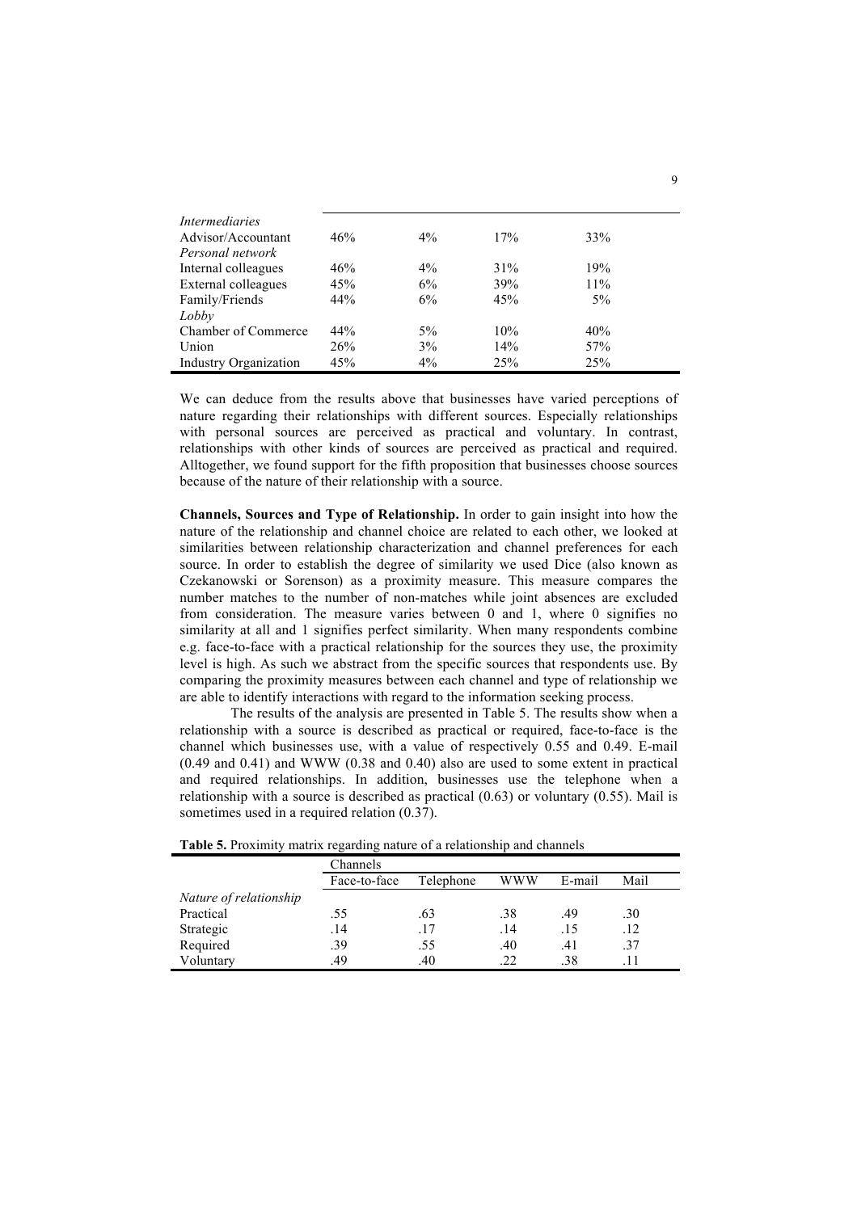| | | | | |
|---|---|---|---|---|
| *Intermediaries* | | | | |
| Advisor/Accountant | 46% | 4% | 17% | 33% |
| *Personal network* | | | | |
| Internal colleagues | 46% | 4% | 31% | 19% |
| External colleagues | 45% | 6% | 39% | 11% |
| Family/Friends | 44% | 6% | 45% | 5% |
| *Lobby* | | | | |
| Chamber of Commerce | 44% | 5% | 10% | 40% |
| Union | 26% | 3% | 14% | 57% |
| Industry Organization | 45% | 4% | 25% | 25% |

We can deduce from the results above that businesses have varied perceptions of nature regarding their relationships with different sources. Especially relationships with personal sources are perceived as practical and voluntary. In contrast, relationships with other kinds of sources are perceived as practical and required. Alltogether, we found support for the fifth proposition that businesses choose sources because of the nature of their relationship with a source.

**Channels, Sources and Type of Relationship.** In order to gain insight into how the nature of the relationship and channel choice are related to each other, we looked at similarities between relationship characterization and channel preferences for each source. In order to establish the degree of similarity we used Dice (also known as Czekanowski or Sorenson) as a proximity measure. This measure compares the number matches to the number of non-matches while joint absences are excluded from consideration. The measure varies between 0 and 1, where 0 signifies no similarity at all and 1 signifies perfect similarity. When many respondents combine e.g. face-to-face with a practical relationship for the sources they use, the proximity level is high. As such we abstract from the specific sources that respondents use. By comparing the proximity measures between each channel and type of relationship we are able to identify interactions with regard to the information seeking process.

The results of the analysis are presented in Table 5. The results show when a relationship with a source is described as practical or required, face-to-face is the channel which businesses use, with a value of respectively 0.55 and 0.49. E-mail (0.49 and 0.41) and WWW (0.38 and 0.40) also are used to some extent in practical and required relationships. In addition, businesses use the telephone when a relationship with a source is described as practical (0.63) or voluntary (0.55). Mail is sometimes used in a required relation (0.37).

**Table 5.** Proximity matrix regarding nature of a relationship and channels

| | Channels | | | | |
|---|---|---|---|---|---|
| | Face-to-face | Telephone | WWW | E-mail | Mail |
| *Nature of relationship* | | | | | |
| Practical | .55 | .63 | .38 | .49 | .30 |
| Strategic | .14 | .17 | .14 | .15 | .12 |
| Required | .39 | .55 | .40 | .41 | .37 |
| Voluntary | .49 | .40 | .22 | .38 | .11 |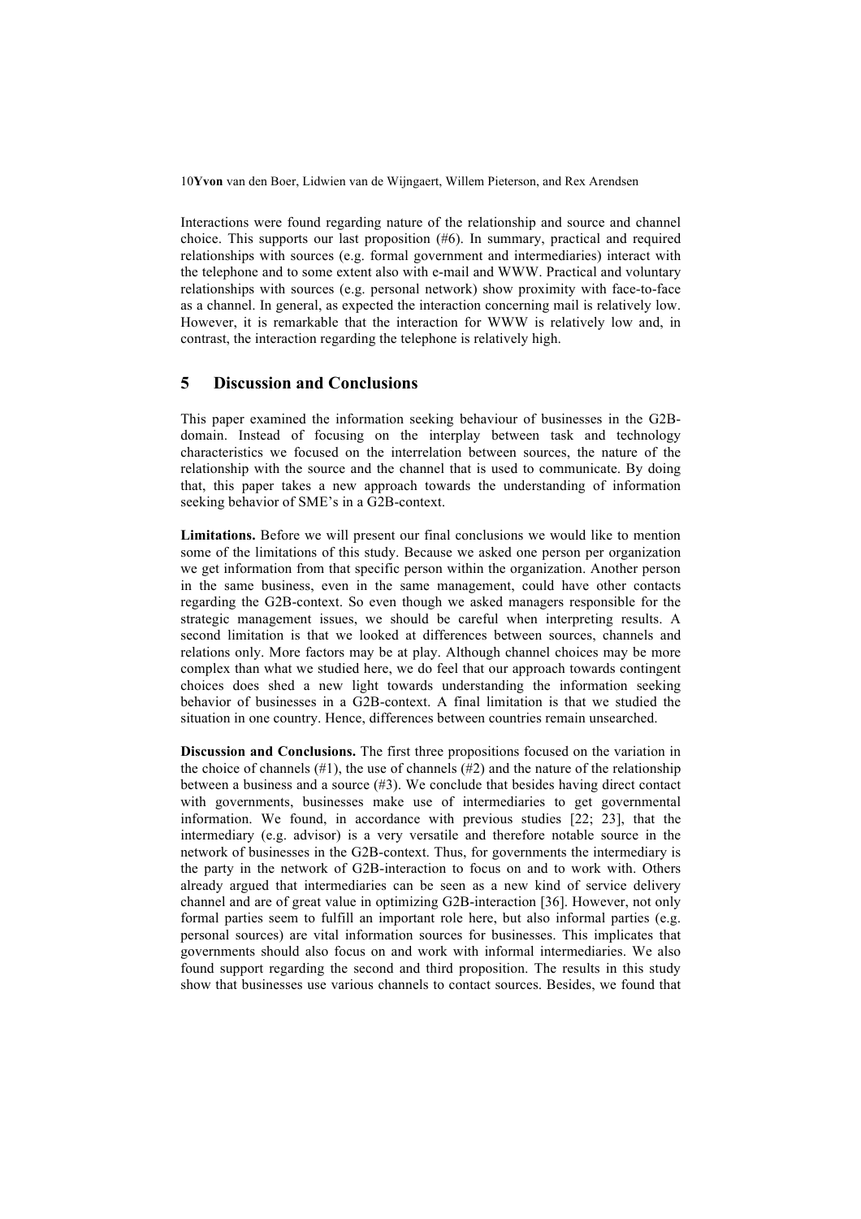Interactions were found regarding nature of the relationship and source and channel choice. This supports our last proposition (#6). In summary, practical and required relationships with sources (e.g. formal government and intermediaries) interact with the telephone and to some extent also with e-mail and WWW. Practical and voluntary relationships with sources (e.g. personal network) show proximity with face-to-face as a channel. In general, as expected the interaction concerning mail is relatively low. However, it is remarkable that the interaction for WWW is relatively low and, in contrast, the interaction regarding the telephone is relatively high.

## 5 Discussion and Conclusions

This paper examined the information seeking behaviour of businesses in the G2B-domain. Instead of focusing on the interplay between task and technology characteristics we focused on the interrelation between sources, the nature of the relationship with the source and the channel that is used to communicate. By doing that, this paper takes a new approach towards the understanding of information seeking behavior of SME's in a G2B-context.

**Limitations.** Before we will present our final conclusions we would like to mention some of the limitations of this study. Because we asked one person per organization we get information from that specific person within the organization. Another person in the same business, even in the same management, could have other contacts regarding the G2B-context. So even though we asked managers responsible for the strategic management issues, we should be careful when interpreting results. A second limitation is that we looked at differences between sources, channels and relations only. More factors may be at play. Although channel choices may be more complex than what we studied here, we do feel that our approach towards contingent choices does shed a new light towards understanding the information seeking behavior of businesses in a G2B-context. A final limitation is that we studied the situation in one country. Hence, differences between countries remain unsearched.

**Discussion and Conclusions.** The first three propositions focused on the variation in the choice of channels (#1), the use of channels (#2) and the nature of the relationship between a business and a source (#3). We conclude that besides having direct contact with governments, businesses make use of intermediaries to get governmental information. We found, in accordance with previous studies [22; 23], that the intermediary (e.g. advisor) is a very versatile and therefore notable source in the network of businesses in the G2B-context. Thus, for governments the intermediary is the party in the network of G2B-interaction to focus on and to work with. Others already argued that intermediaries can be seen as a new kind of service delivery channel and are of great value in optimizing G2B-interaction [36]. However, not only formal parties seem to fulfill an important role here, but also informal parties (e.g. personal sources) are vital information sources for businesses. This implicates that governments should also focus on and work with informal intermediaries. We also found support regarding the second and third proposition. The results in this study show that businesses use various channels to contact sources. Besides, we found that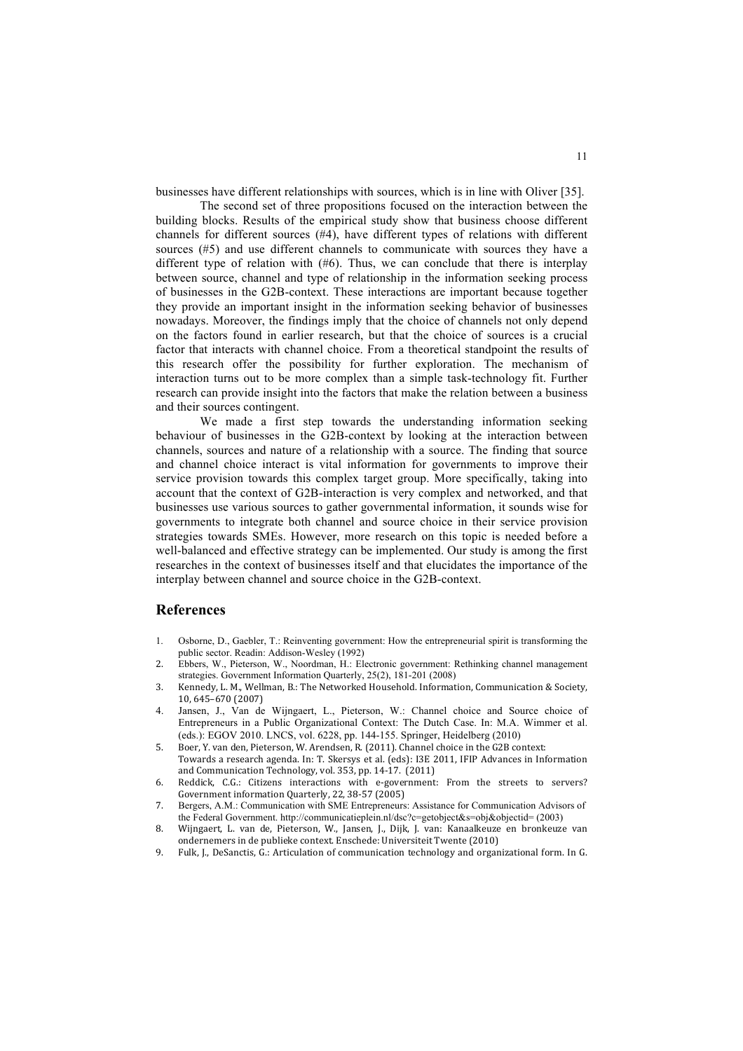businesses have different relationships with sources, which is in line with Oliver [35].

The second set of three propositions focused on the interaction between the building blocks. Results of the empirical study show that business choose different channels for different sources (#4), have different types of relations with different sources (#5) and use different channels to communicate with sources they have a different type of relation with (#6). Thus, we can conclude that there is interplay between source, channel and type of relationship in the information seeking process of businesses in the G2B-context. These interactions are important because together they provide an important insight in the information seeking behavior of businesses nowadays. Moreover, the findings imply that the choice of channels not only depend on the factors found in earlier research, but that the choice of sources is a crucial factor that interacts with channel choice. From a theoretical standpoint the results of this research offer the possibility for further exploration. The mechanism of interaction turns out to be more complex than a simple task-technology fit. Further research can provide insight into the factors that make the relation between a business and their sources contingent.

We made a first step towards the understanding information seeking behaviour of businesses in the G2B-context by looking at the interaction between channels, sources and nature of a relationship with a source. The finding that source and channel choice interact is vital information for governments to improve their service provision towards this complex target group. More specifically, taking into account that the context of G2B-interaction is very complex and networked, and that businesses use various sources to gather governmental information, it sounds wise for governments to integrate both channel and source choice in their service provision strategies towards SMEs. However, more research on this topic is needed before a well-balanced and effective strategy can be implemented. Our study is among the first researches in the context of businesses itself and that elucidates the importance of the interplay between channel and source choice in the G2B-context.

## References

1. Osborne, D., Gaebler, T.: Reinventing government: How the entrepreneurial spirit is transforming the public sector. Readin: Addison-Wesley (1992)
2. Ebbers, W., Pieterson, W., Noordman, H.: Electronic government: Rethinking channel management strategies. Government Information Quarterly, 25(2), 181-201 (2008)
3. Kennedy, L. M., Wellman, B.: The Networked Household. Information, Communication & Society, 10, 645–670 (2007)
4. Jansen, J., Van de Wijngaert, L., Pieterson, W.: Channel choice and Source choice of Entrepreneurs in a Public Organizational Context: The Dutch Case. In: M.A. Wimmer et al. (eds.): EGOV 2010. LNCS, vol. 6228, pp. 144-155. Springer, Heidelberg (2010)
5. Boer, Y. van den, Pieterson, W. Arendsen, R. (2011). Channel choice in the G2B context: Towards a research agenda. In: T. Skersys et al. (eds): I3E 2011, IFIP Advances in Information and Communication Technology, vol. 353, pp. 14-17. (2011)
6. Reddick, C.G.: Citizens interactions with e-government: From the streets to servers? Government information Quarterly, 22, 38-57 (2005)
7. Bergers, A.M.: Communication with SME Entrepreneurs: Assistance for Communication Advisors of the Federal Government. http://communicatieplein.nl/dsc?c=getobject&s=obj&objectid= (2003)
8. Wijngaert, L. van de, Pieterson, W., Jansen, J., Dijk, J. van: Kanaalkeuze en bronkeuze van ondernemers in de publieke context. Enschede: Universiteit Twente (2010)
9. Fulk, J., DeSanctis, G.: Articulation of communication technology and organizational form. In G.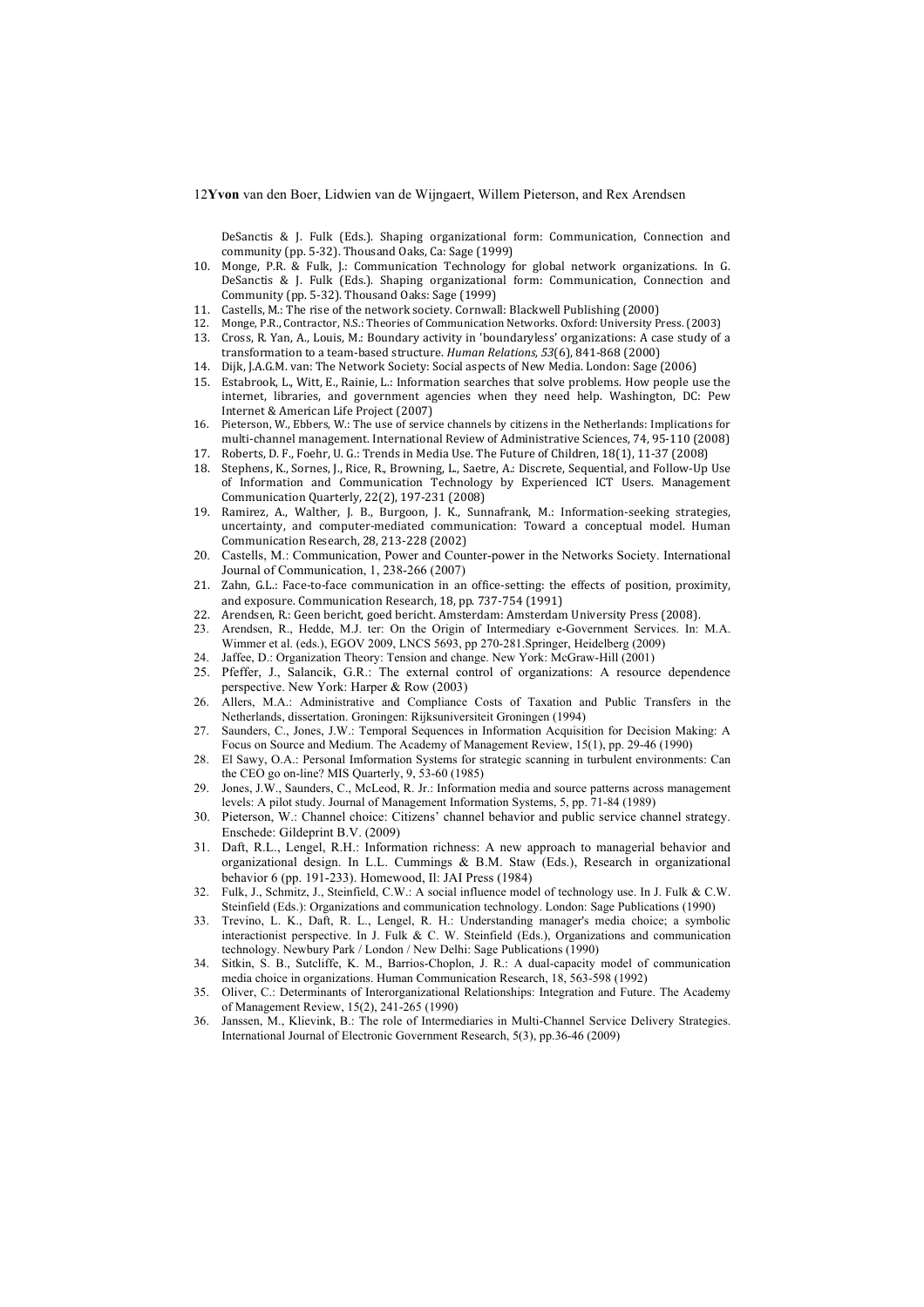DeSanctis & J. Fulk (Eds.). Shaping organizational form: Communication, Connection and community (pp. 5-32). Thousand Oaks, Ca: Sage (1999)

10. Monge, P.R. & Fulk, J.: Communication Technology for global network organizations. In G. DeSanctis & J. Fulk (Eds.). Shaping organizational form: Communication, Connection and Community (pp. 5-32). Thousand Oaks: Sage (1999)
11. Castells, M.: The rise of the network society. Cornwall: Blackwell Publishing (2000)
12. Monge, P.R., Contractor, N.S.: Theories of Communication Networks. Oxford: University Press. (2003)
13. Cross, R. Yan, A., Louis, M.: Boundary activity in 'boundaryless' organizations: A case study of a transformation to a team-based structure. *Human Relations, 53*(6), 841-868 (2000)
14. Dijk, J.A.G.M. van: The Network Society: Social aspects of New Media. London: Sage (2006)
15. Estabrook, L., Witt, E., Rainie, L.: Information searches that solve problems. How people use the internet, libraries, and government agencies when they need help. Washington, DC: Pew Internet & American Life Project (2007)
16. Pieterson, W., Ebbers, W.: The use of service channels by citizens in the Netherlands: Implications for multi-channel management. International Review of Administrative Sciences, 74, 95-110 (2008)
17. Roberts, D. F., Foehr, U. G.: Trends in Media Use. The Future of Children, 18(1), 11-37 (2008)
18. Stephens, K., Sornes, J., Rice, R., Browning, L., Saetre, A.: Discrete, Sequential, and Follow-Up Use of Information and Communication Technology by Experienced ICT Users. Management Communication Quarterly, 22(2), 197-231 (2008)
19. Ramirez, A., Walther, J. B., Burgoon, J. K., Sunnafrank, M.: Information-seeking strategies, uncertainty, and computer-mediated communication: Toward a conceptual model. Human Communication Research, 28, 213-228 (2002)
20. Castells, M.: Communication, Power and Counter-power in the Networks Society. International Journal of Communication, 1, 238-266 (2007)
21. Zahn, G.L.: Face-to-face communication in an office-setting: the effects of position, proximity, and exposure. Communication Research, 18, pp. 737-754 (1991)
22. Arendsen, R.: Geen bericht, goed bericht. Amsterdam: Amsterdam University Press (2008).
23. Arendsen, R., Hedde, M.J. ter: On the Origin of Intermediary e-Government Services. In: M.A. Wimmer et al. (eds.), EGOV 2009, LNCS 5693, pp 270-281.Springer, Heidelberg (2009)
24. Jaffee, D.: Organization Theory: Tension and change. New York: McGraw-Hill (2001)
25. Pfeffer, J., Salancik, G.R.: The external control of organizations: A resource dependence perspective. New York: Harper & Row (2003)
26. Allers, M.A.: Administrative and Compliance Costs of Taxation and Public Transfers in the Netherlands, dissertation. Groningen: Rijksuniversiteit Groningen (1994)
27. Saunders, C., Jones, J.W.: Temporal Sequences in Information Acquisition for Decision Making: A Focus on Source and Medium. The Academy of Management Review, 15(1), pp. 29-46 (1990)
28. El Sawy, O.A.: Personal Imformation Systems for strategic scanning in turbulent environments: Can the CEO go on-line? MIS Quarterly, 9, 53-60 (1985)
29. Jones, J.W., Saunders, C., McLeod, R. Jr.: Information media and source patterns across management levels: A pilot study. Journal of Management Information Systems, 5, pp. 71-84 (1989)
30. Pieterson, W.: Channel choice: Citizens' channel behavior and public service channel strategy. Enschede: Gildeprint B.V. (2009)
31. Daft, R.L., Lengel, R.H.: Information richness: A new approach to managerial behavior and organizational design. In L.L. Cummings & B.M. Staw (Eds.), Research in organizational behavior 6 (pp. 191-233). Homewood, Il: JAI Press (1984)
32. Fulk, J., Schmitz, J., Steinfield, C.W.: A social influence model of technology use. In J. Fulk & C.W. Steinfield (Eds.): Organizations and communication technology. London: Sage Publications (1990)
33. Trevino, L. K., Daft, R. L., Lengel, R. H.: Understanding manager's media choice; a symbolic interactionist perspective. In J. Fulk & C. W. Steinfield (Eds.), Organizations and communication technology. Newbury Park / London / New Delhi: Sage Publications (1990)
34. Sitkin, S. B., Sutcliffe, K. M., Barrios-Choplon, J. R.: A dual-capacity model of communication media choice in organizations. Human Communication Research, 18, 563-598 (1992)
35. Oliver, C.: Determinants of Interorganizational Relationships: Integration and Future. The Academy of Management Review, 15(2), 241-265 (1990)
36. Janssen, M., Klievink, B.: The role of Intermediaries in Multi-Channel Service Delivery Strategies. International Journal of Electronic Government Research, 5(3), pp.36-46 (2009)